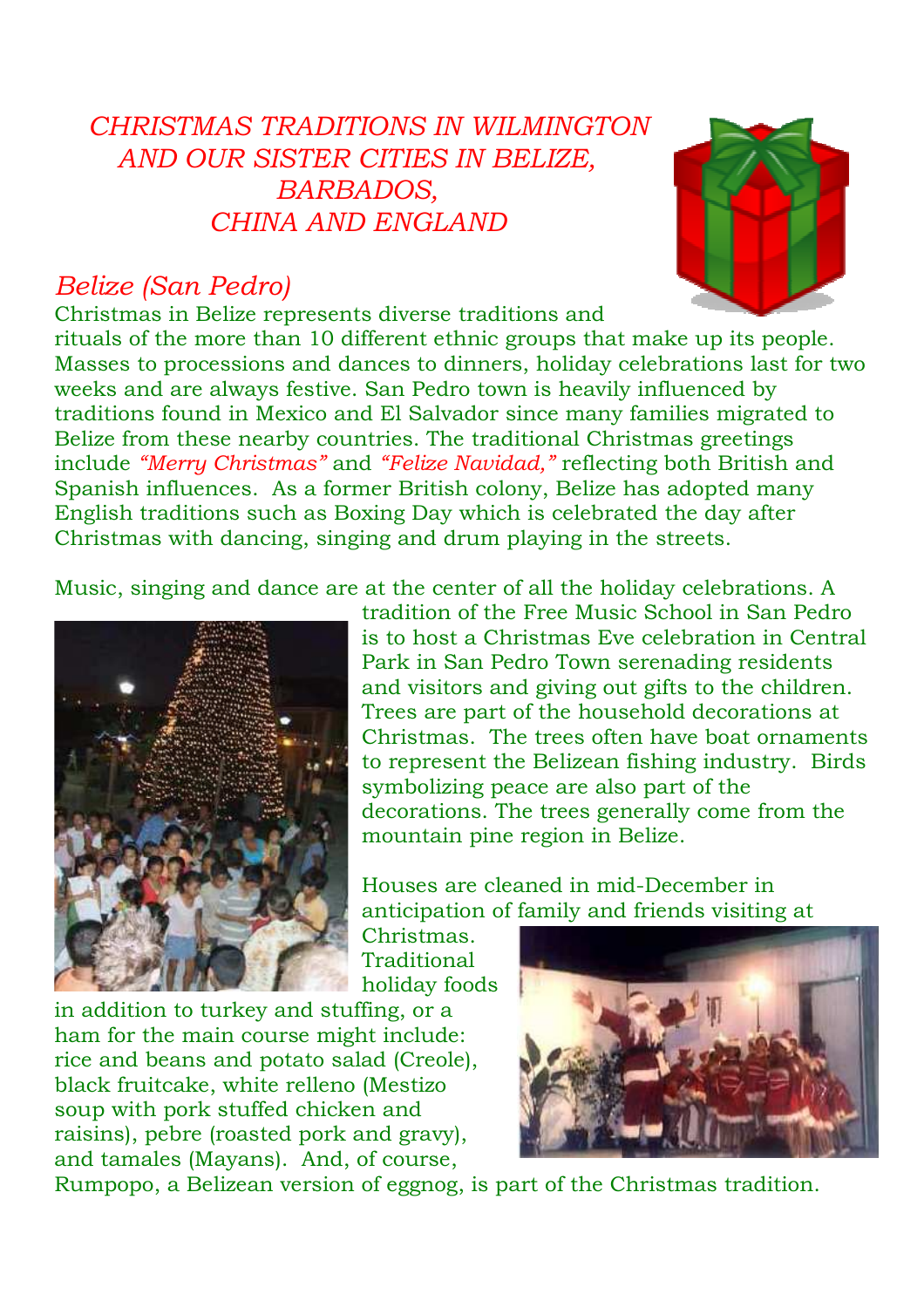# *CHRISTMAS TRADITIONS IN WILMINGTON AND OUR SISTER CITIES IN BELIZE, BARBADOS, CHINA AND ENGLAND*

## *Belize (San Pedro)*

Christmas in Belize represents diverse traditions and rituals of the more than 10 different ethnic groups that make up its people. Masses to processions and dances to dinners, holiday celebrations last for two weeks and are always festive. San Pedro town is heavily influenced by traditions found in Mexico and El Salvador since many families migrated to Belize from these nearby countries. The traditional Christmas greetings include *"Merry Christmas"* and *"Felize Navidad,"* reflecting both British and Spanish influences. As a former British colony, Belize has adopted many English traditions such as Boxing Day which is celebrated the day after Christmas with dancing, singing and drum playing in the streets.

Music, singing and dance are at the center of all the holiday celebrations. A tradition of the Free Music School in San Pedro is to host a Christmas Eve celebration in Central Park in San Pedro Town serenading residents and visitors and giving out gifts to the children. Trees are part of the household decorations at Christmas. The trees often have boat ornaments to represent the Belizean fishing industry. Birds symbolizing peace are also part of the decorations. The trees generally come from the mountain pine region in Belize.

Houses are cleaned in mid-December in anticipation of family and friends visiting at Christmas. Traditional holiday foods in addition to turkey and stuffing, or a ham for the main course might include: rice and beans and potato salad (Creole), black fruitcake, white relleno (Mestizo soup with pork stuffed chicken and raisins), pebre (roasted pork and gravy), and tamales (Mayans). And, of course, Rumpopo, a Belizean version of eggnog, is part of the Christmas tradition.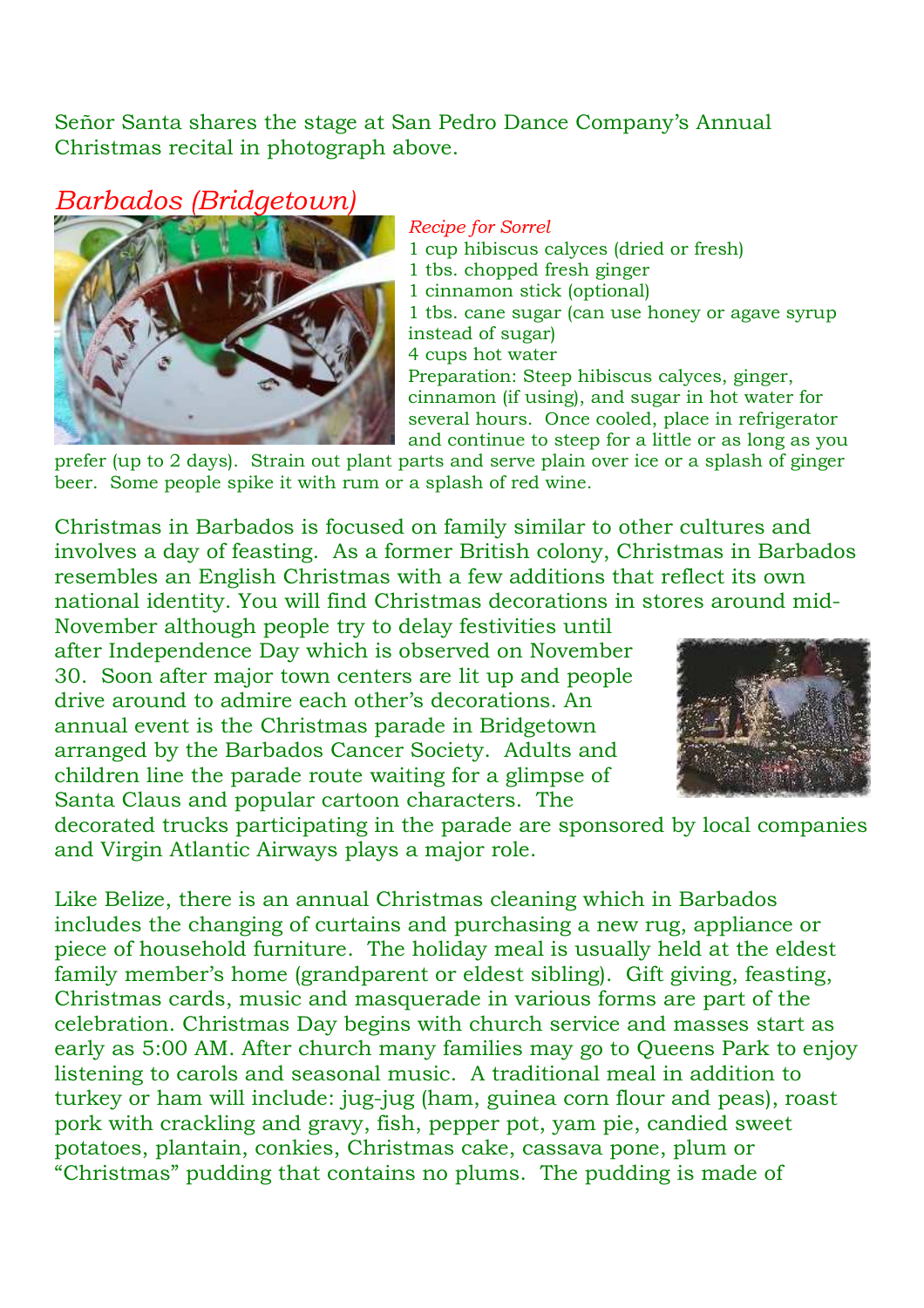Señor Santa shares the stage at San Pedro Dance Company's Annual Christmas recital in photograph above.

## *Barbados (Bridgetown)*

*Recipe for Sorrel*

1 cup hibiscus calyces (dried or fresh)
1 tbs. chopped fresh ginger
1 cinnamon stick (optional)
1 tbs. cane sugar (can use honey or agave syrup instead of sugar)
4 cups hot water

Preparation: Steep hibiscus calyces, ginger, cinnamon (if using), and sugar in hot water for several hours. Once cooled, place in refrigerator and continue to steep for a little or as long as you prefer (up to 2 days). Strain out plant parts and serve plain over ice or a splash of ginger beer. Some people spike it with rum or a splash of red wine.

Christmas in Barbados is focused on family similar to other cultures and involves a day of feasting. As a former British colony, Christmas in Barbados resembles an English Christmas with a few additions that reflect its own national identity. You will find Christmas decorations in stores around mid-November although people try to delay festivities until after Independence Day which is observed on November 30. Soon after major town centers are lit up and people drive around to admire each other's decorations. An annual event is the Christmas parade in Bridgetown arranged by the Barbados Cancer Society. Adults and children line the parade route waiting for a glimpse of Santa Claus and popular cartoon characters. The decorated trucks participating in the parade are sponsored by local companies and Virgin Atlantic Airways plays a major role.

Like Belize, there is an annual Christmas cleaning which in Barbados includes the changing of curtains and purchasing a new rug, appliance or piece of household furniture. The holiday meal is usually held at the eldest family member's home (grandparent or eldest sibling). Gift giving, feasting, Christmas cards, music and masquerade in various forms are part of the celebration. Christmas Day begins with church service and masses start as early as 5:00 AM. After church many families may go to Queens Park to enjoy listening to carols and seasonal music. A traditional meal in addition to turkey or ham will include: jug-jug (ham, guinea corn flour and peas), roast pork with crackling and gravy, fish, pepper pot, yam pie, candied sweet potatoes, plantain, conkies, Christmas cake, cassava pone, plum or "Christmas" pudding that contains no plums. The pudding is made of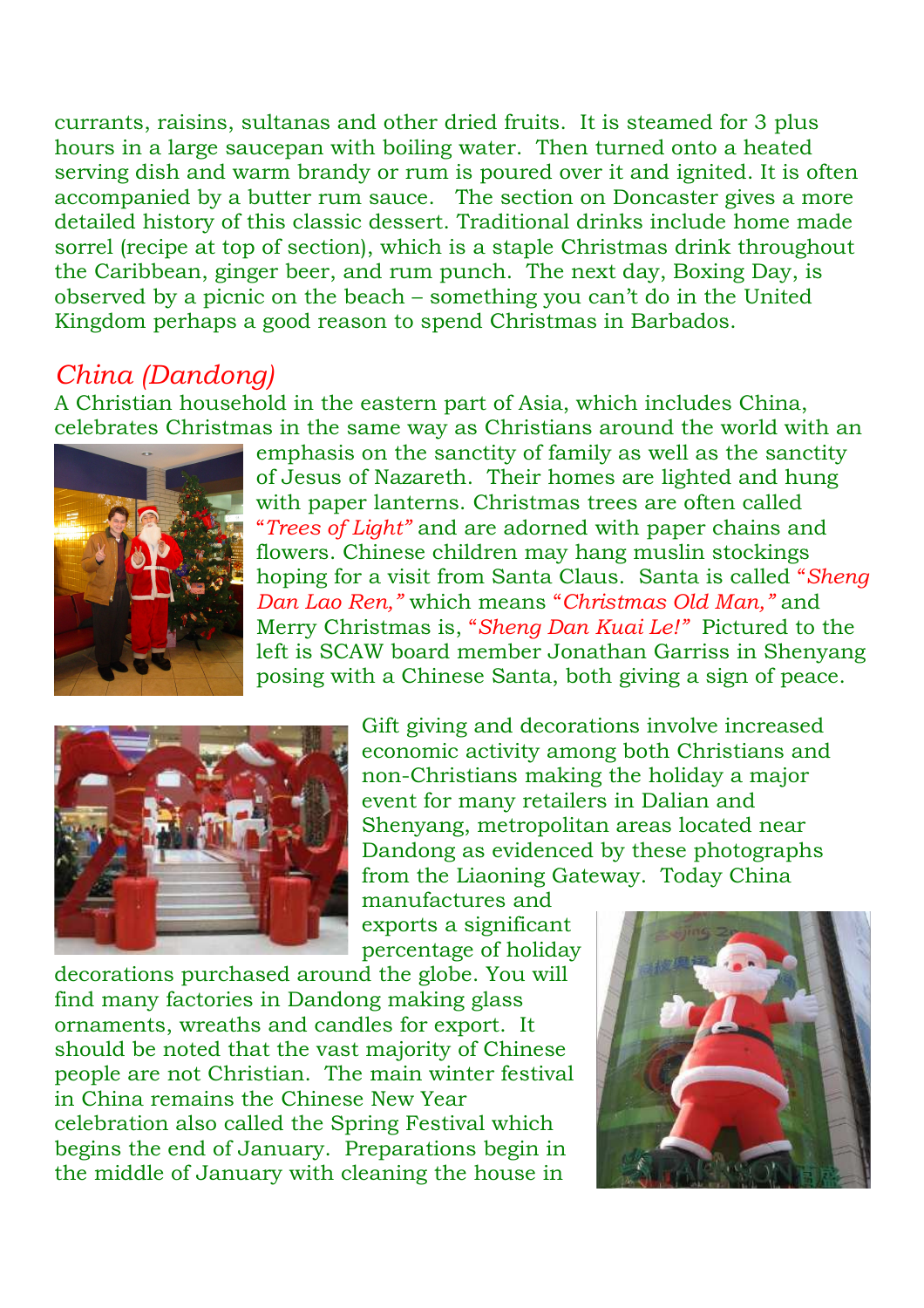currants, raisins, sultanas and other dried fruits. It is steamed for 3 plus hours in a large saucepan with boiling water. Then turned onto a heated serving dish and warm brandy or rum is poured over it and ignited. It is often accompanied by a butter rum sauce. The section on Doncaster gives a more detailed history of this classic dessert. Traditional drinks include home made sorrel (recipe at top of section), which is a staple Christmas drink throughout the Caribbean, ginger beer, and rum punch. The next day, Boxing Day, is observed by a picnic on the beach – something you can't do in the United Kingdom perhaps a good reason to spend Christmas in Barbados.

## *China (Dandong)*

A Christian household in the eastern part of Asia, which includes China, celebrates Christmas in the same way as Christians around the world with an emphasis on the sanctity of family as well as the sanctity of Jesus of Nazareth. Their homes are lighted and hung with paper lanterns. Christmas trees are often called "*Trees of Light*" and are adorned with paper chains and flowers. Chinese children may hang muslin stockings hoping for a visit from Santa Claus. Santa is called "*Sheng Dan Lao Ren,*" which means "*Christmas Old Man,*" and Merry Christmas is, "*Sheng Dan Kuai Le!*" Pictured to the left is SCAW board member Jonathan Garriss in Shenyang posing with a Chinese Santa, both giving a sign of peace.

Gift giving and decorations involve increased economic activity among both Christians and non-Christians making the holiday a major event for many retailers in Dalian and Shenyang, metropolitan areas located near Dandong as evidenced by these photographs from the Liaoning Gateway. Today China manufactures and exports a significant percentage of holiday decorations purchased around the globe. You will find many factories in Dandong making glass ornaments, wreaths and candles for export. It should be noted that the vast majority of Chinese people are not Christian. The main winter festival in China remains the Chinese New Year celebration also called the Spring Festival which begins the end of January. Preparations begin in the middle of January with cleaning the house in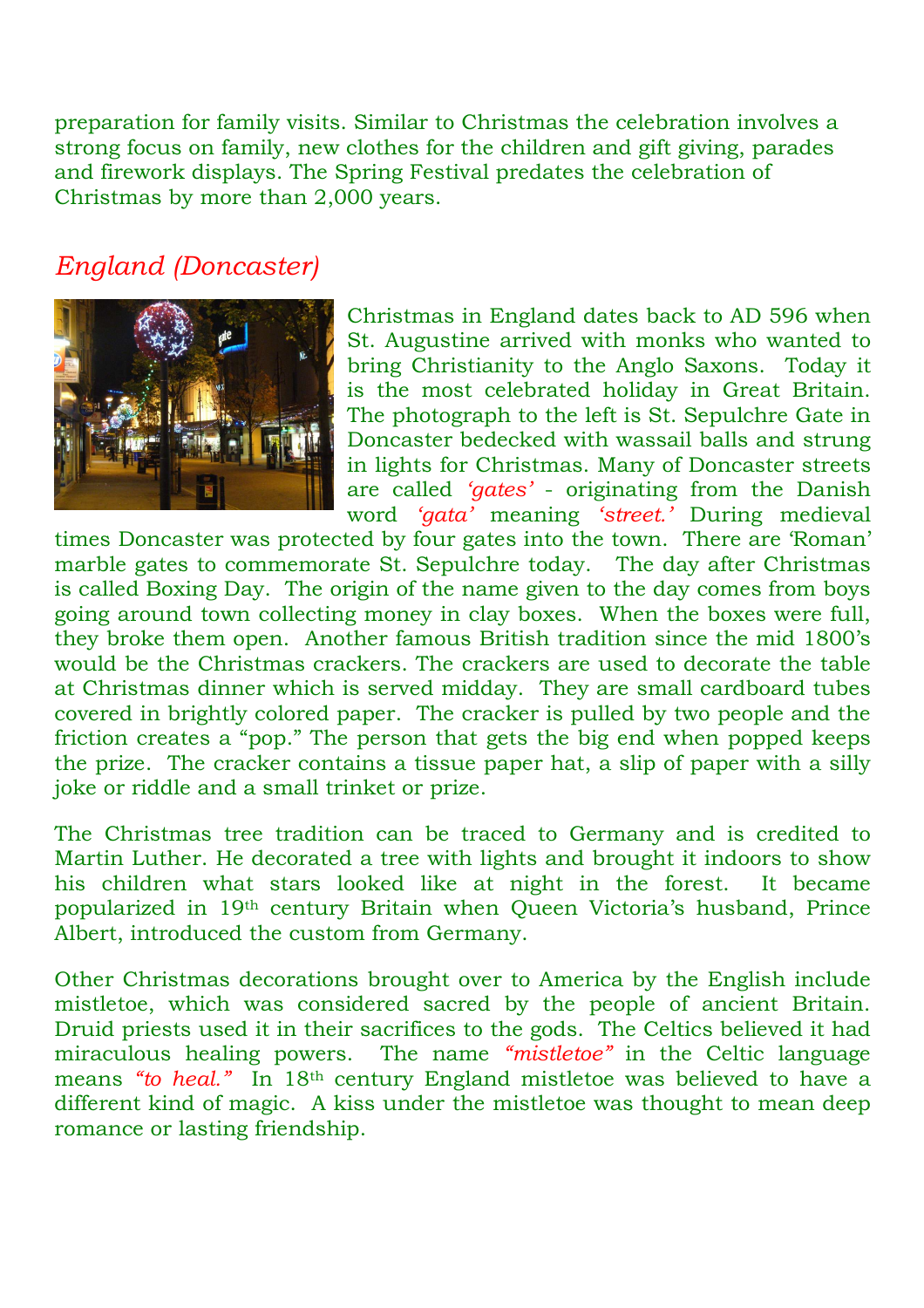preparation for family visits. Similar to Christmas the celebration involves a strong focus on family, new clothes for the children and gift giving, parades and firework displays. The Spring Festival predates the celebration of Christmas by more than 2,000 years.

## *England (Doncaster)*

Christmas in England dates back to AD 596 when St. Augustine arrived with monks who wanted to bring Christianity to the Anglo Saxons. Today it is the most celebrated holiday in Great Britain. The photograph to the left is St. Sepulchre Gate in Doncaster bedecked with wassail balls and strung in lights for Christmas. Many of Doncaster streets are called *'gates'* - originating from the Danish word *'gata'* meaning *'street.'* During medieval times Doncaster was protected by four gates into the town. There are 'Roman' marble gates to commemorate St. Sepulchre today. The day after Christmas is called Boxing Day. The origin of the name given to the day comes from boys going around town collecting money in clay boxes. When the boxes were full, they broke them open. Another famous British tradition since the mid 1800's would be the Christmas crackers. The crackers are used to decorate the table at Christmas dinner which is served midday. They are small cardboard tubes covered in brightly colored paper. The cracker is pulled by two people and the friction creates a "pop." The person that gets the big end when popped keeps the prize. The cracker contains a tissue paper hat, a slip of paper with a silly joke or riddle and a small trinket or prize.

The Christmas tree tradition can be traced to Germany and is credited to Martin Luther. He decorated a tree with lights and brought it indoors to show his children what stars looked like at night in the forest. It became popularized in 19th century Britain when Queen Victoria's husband, Prince Albert, introduced the custom from Germany.

Other Christmas decorations brought over to America by the English include mistletoe, which was considered sacred by the people of ancient Britain. Druid priests used it in their sacrifices to the gods. The Celtics believed it had miraculous healing powers. The name *"mistletoe"* in the Celtic language means *"to heal."* In 18th century England mistletoe was believed to have a different kind of magic. A kiss under the mistletoe was thought to mean deep romance or lasting friendship.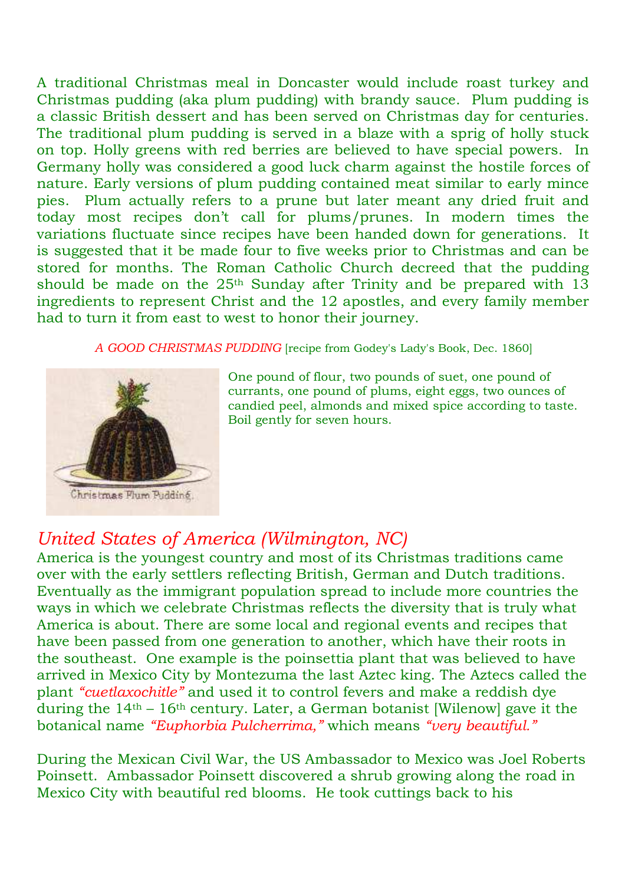A traditional Christmas meal in Doncaster would include roast turkey and Christmas pudding (aka plum pudding) with brandy sauce. Plum pudding is a classic British dessert and has been served on Christmas day for centuries. The traditional plum pudding is served in a blaze with a sprig of holly stuck on top. Holly greens with red berries are believed to have special powers. In Germany holly was considered a good luck charm against the hostile forces of nature. Early versions of plum pudding contained meat similar to early mince pies. Plum actually refers to a prune but later meant any dried fruit and today most recipes don't call for plums/prunes. In modern times the variations fluctuate since recipes have been handed down for generations. It is suggested that it be made four to five weeks prior to Christmas and can be stored for months. The Roman Catholic Church decreed that the pudding should be made on the 25th Sunday after Trinity and be prepared with 13 ingredients to represent Christ and the 12 apostles, and every family member had to turn it from east to west to honor their journey.

*A GOOD CHRISTMAS PUDDING* [recipe from Godey's Lady's Book, Dec. 1860]

Christmas Plum Pudding.

One pound of flour, two pounds of suet, one pound of currants, one pound of plums, eight eggs, two ounces of candied peel, almonds and mixed spice according to taste. Boil gently for seven hours.

## *United States of America (Wilmington, NC)*

America is the youngest country and most of its Christmas traditions came over with the early settlers reflecting British, German and Dutch traditions. Eventually as the immigrant population spread to include more countries the ways in which we celebrate Christmas reflects the diversity that is truly what America is about. There are some local and regional events and recipes that have been passed from one generation to another, which have their roots in the southeast. One example is the poinsettia plant that was believed to have arrived in Mexico City by Montezuma the last Aztec king. The Aztecs called the plant *"cuetlaxochitle"* and used it to control fevers and make a reddish dye during the 14th – 16th century. Later, a German botanist [Wilenow] gave it the botanical name *"Euphorbia Pulcherrima,"* which means *"very beautiful."*

During the Mexican Civil War, the US Ambassador to Mexico was Joel Roberts Poinsett. Ambassador Poinsett discovered a shrub growing along the road in Mexico City with beautiful red blooms. He took cuttings back to his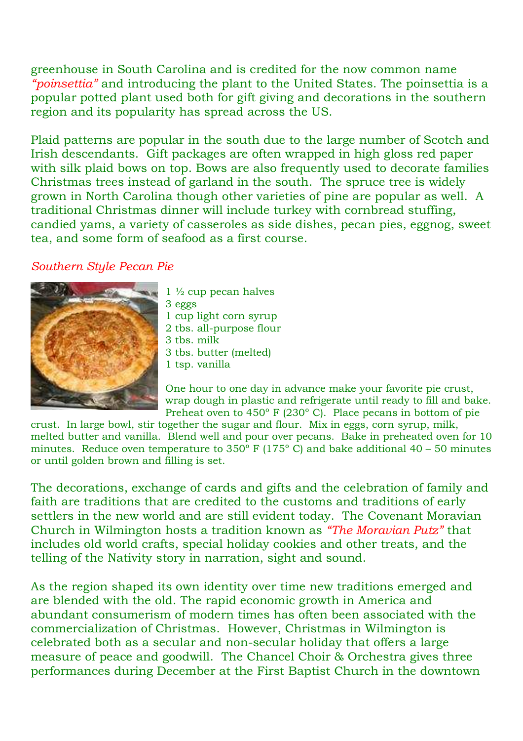greenhouse in South Carolina and is credited for the now common name *"poinsettia"* and introducing the plant to the United States. The poinsettia is a popular potted plant used both for gift giving and decorations in the southern region and its popularity has spread across the US.

Plaid patterns are popular in the south due to the large number of Scotch and Irish descendants. Gift packages are often wrapped in high gloss red paper with silk plaid bows on top. Bows are also frequently used to decorate families Christmas trees instead of garland in the south. The spruce tree is widely grown in North Carolina though other varieties of pine are popular as well. A traditional Christmas dinner will include turkey with cornbread stuffing, candied yams, a variety of casseroles as side dishes, pecan pies, eggnog, sweet tea, and some form of seafood as a first course.

*Southern Style Pecan Pie*

1 ½ cup pecan halves
3 eggs
1 cup light corn syrup
2 tbs. all-purpose flour
3 tbs. milk
3 tbs. butter (melted)
1 tsp. vanilla

One hour to one day in advance make your favorite pie crust, wrap dough in plastic and refrigerate until ready to fill and bake. Preheat oven to 450º F (230º C). Place pecans in bottom of pie crust. In large bowl, stir together the sugar and flour. Mix in eggs, corn syrup, milk, melted butter and vanilla. Blend well and pour over pecans. Bake in preheated oven for 10 minutes. Reduce oven temperature to 350º F (175º C) and bake additional 40 – 50 minutes or until golden brown and filling is set.

The decorations, exchange of cards and gifts and the celebration of family and faith are traditions that are credited to the customs and traditions of early settlers in the new world and are still evident today. The Covenant Moravian Church in Wilmington hosts a tradition known as *"The Moravian Putz"* that includes old world crafts, special holiday cookies and other treats, and the telling of the Nativity story in narration, sight and sound.

As the region shaped its own identity over time new traditions emerged and are blended with the old. The rapid economic growth in America and abundant consumerism of modern times has often been associated with the commercialization of Christmas. However, Christmas in Wilmington is celebrated both as a secular and non-secular holiday that offers a large measure of peace and goodwill. The Chancel Choir & Orchestra gives three performances during December at the First Baptist Church in the downtown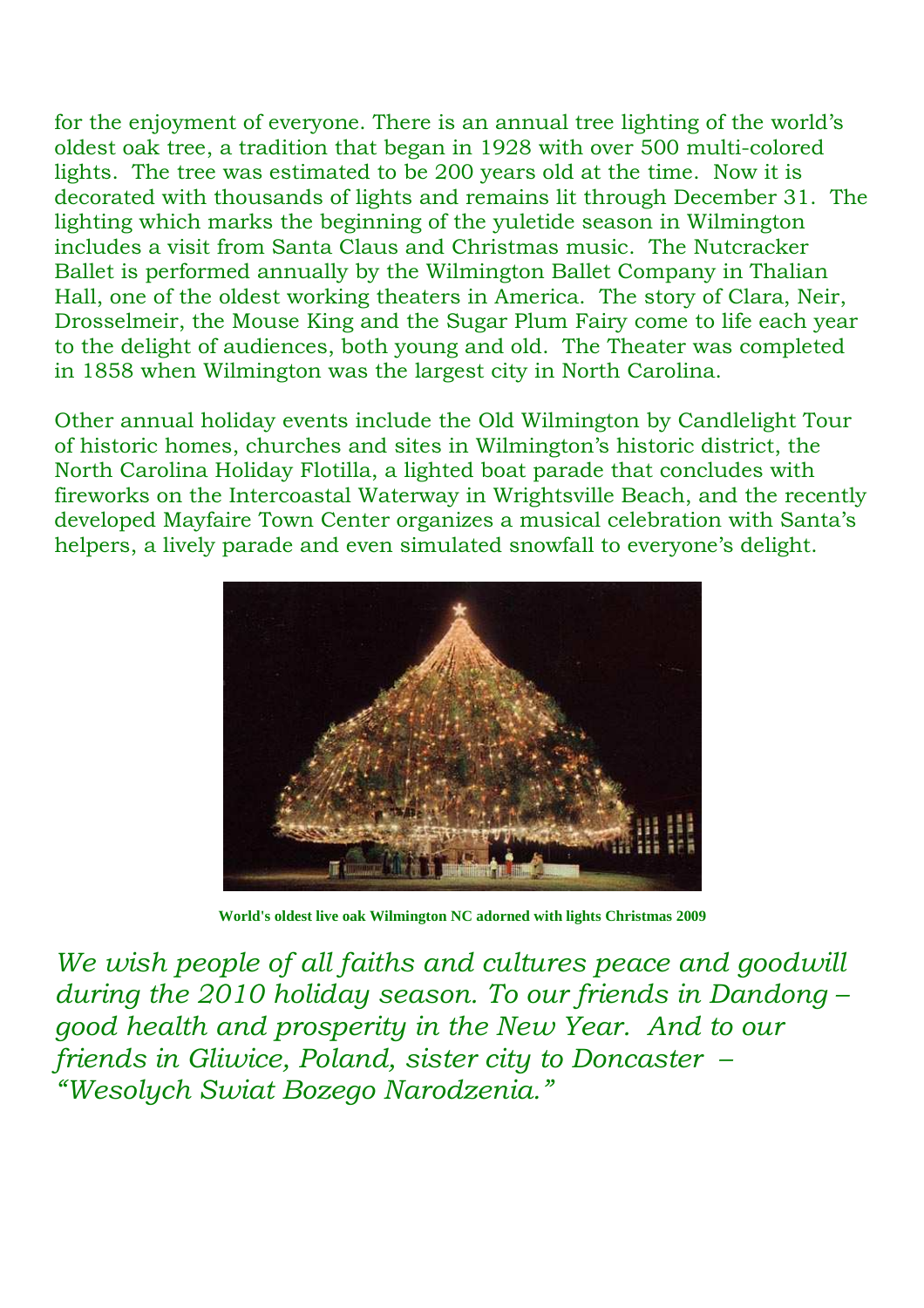for the enjoyment of everyone. There is an annual tree lighting of the world's oldest oak tree, a tradition that began in 1928 with over 500 multi-colored lights. The tree was estimated to be 200 years old at the time. Now it is decorated with thousands of lights and remains lit through December 31. The lighting which marks the beginning of the yuletide season in Wilmington includes a visit from Santa Claus and Christmas music. The Nutcracker Ballet is performed annually by the Wilmington Ballet Company in Thalian Hall, one of the oldest working theaters in America. The story of Clara, Neir, Drosselmeir, the Mouse King and the Sugar Plum Fairy come to life each year to the delight of audiences, both young and old. The Theater was completed in 1858 when Wilmington was the largest city in North Carolina.

Other annual holiday events include the Old Wilmington by Candlelight Tour of historic homes, churches and sites in Wilmington's historic district, the North Carolina Holiday Flotilla, a lighted boat parade that concludes with fireworks on the Intercoastal Waterway in Wrightsville Beach, and the recently developed Mayfaire Town Center organizes a musical celebration with Santa's helpers, a lively parade and even simulated snowfall to everyone's delight.

**World's oldest live oak Wilmington NC adorned with lights Christmas 2009**

*We wish people of all faiths and cultures peace and goodwill during the 2010 holiday season. To our friends in Dandong – good health and prosperity in the New Year. And to our friends in Gliwice, Poland, sister city to Doncaster – "Wesolych Swiat Bozego Narodzenia."*